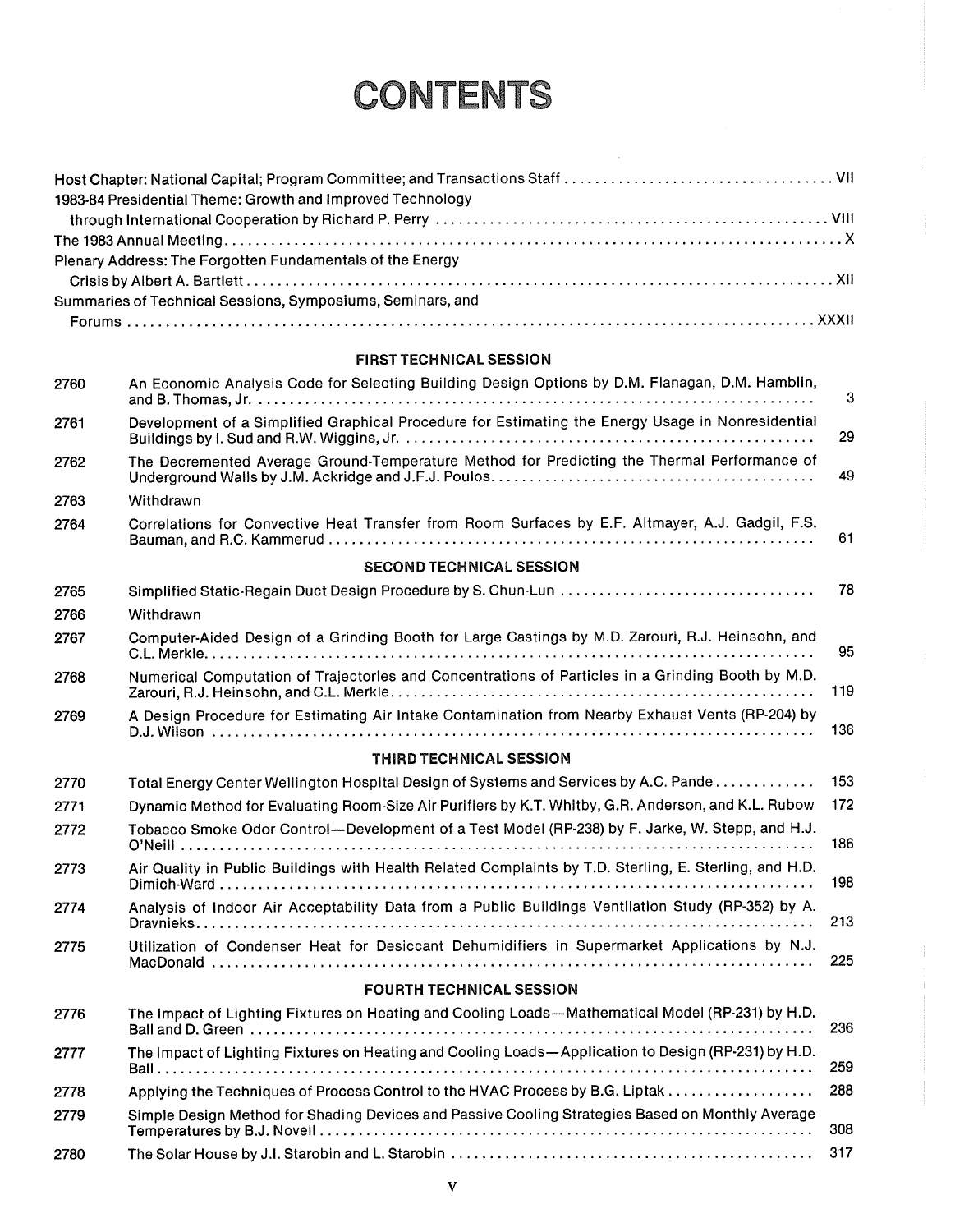# CONTENTS

Host Chapter: National Capital; Program Committee; and Transactions Staff . . . . . . . . . . VII

1983-84 Presidential Theme: Growth and Improved Technology through International Cooperation by Richard P. Perry . . . . . . . . . . VIII

The 1983 Annual Meeting . . . . . . . . . . X

Plenary Address: The Forgotten Fundamentals of the Energy Crisis by Albert A. Bartlett . . . . . . . . . . XII

Summaries of Technical Sessions, Symposiums, Seminars, and Forums . . . . . . . . . . XXXII

## FIRST TECHNICAL SESSION

| | | |
|---|---|---|
| 2760 | An Economic Analysis Code for Selecting Building Design Options by D.M. Flanagan, D.M. Hamblin, and B. Thomas, Jr. | 3 |
| 2761 | Development of a Simplified Graphical Procedure for Estimating the Energy Usage in Nonresidential Buildings by I. Sud and R.W. Wiggins, Jr. | 29 |
| 2762 | The Decremented Average Ground-Temperature Method for Predicting the Thermal Performance of Underground Walls by J.M. Ackridge and J.F.J. Poulos | 49 |
| 2763 | Withdrawn | |
| 2764 | Correlations for Convective Heat Transfer from Room Surfaces by E.F. Altmayer, A.J. Gadgil, F.S. Bauman, and R.C. Kammerud | 61 |

## SECOND TECHNICAL SESSION

| | | |
|---|---|---|
| 2765 | Simplified Static-Regain Duct Design Procedure by S. Chun-Lun | 78 |
| 2766 | Withdrawn | |
| 2767 | Computer-Aided Design of a Grinding Booth for Large Castings by M.D. Zarouri, R.J. Heinsohn, and C.L. Merkle | 95 |
| 2768 | Numerical Computation of Trajectories and Concentrations of Particles in a Grinding Booth by M.D. Zarouri, R.J. Heinsohn, and C.L. Merkle | 119 |
| 2769 | A Design Procedure for Estimating Air Intake Contamination from Nearby Exhaust Vents (RP-204) by D.J. Wilson | 136 |

## THIRD TECHNICAL SESSION

| | | |
|---|---|---|
| 2770 | Total Energy Center Wellington Hospital Design of Systems and Services by A.C. Pande | 153 |
| 2771 | Dynamic Method for Evaluating Room-Size Air Purifiers by K.T. Whitby, G.R. Anderson, and K.L. Rubow | 172 |
| 2772 | Tobacco Smoke Odor Control—Development of a Test Model (RP-238) by F. Jarke, W. Stepp, and H.J. O'Neill | 186 |
| 2773 | Air Quality in Public Buildings with Health Related Complaints by T.D. Sterling, E. Sterling, and H.D. Dimich-Ward | 198 |
| 2774 | Analysis of Indoor Air Acceptability Data from a Public Buildings Ventilation Study (RP-352) by A. Dravnieks | 213 |
| 2775 | Utilization of Condenser Heat for Desiccant Dehumidifiers in Supermarket Applications by N.J. MacDonald | 225 |

## FOURTH TECHNICAL SESSION

| | | |
|---|---|---|
| 2776 | The Impact of Lighting Fixtures on Heating and Cooling Loads—Mathematical Model (RP-231) by H.D. Ball and D. Green | 236 |
| 2777 | The Impact of Lighting Fixtures on Heating and Cooling Loads—Application to Design (RP-231) by H.D. Ball | 259 |
| 2778 | Applying the Techniques of Process Control to the HVAC Process by B.G. Liptak | 288 |
| 2779 | Simple Design Method for Shading Devices and Passive Cooling Strategies Based on Monthly Average Temperatures by B.J. Novell | 308 |
| 2780 | The Solar House by J.I. Starobin and L. Starobin | 317 |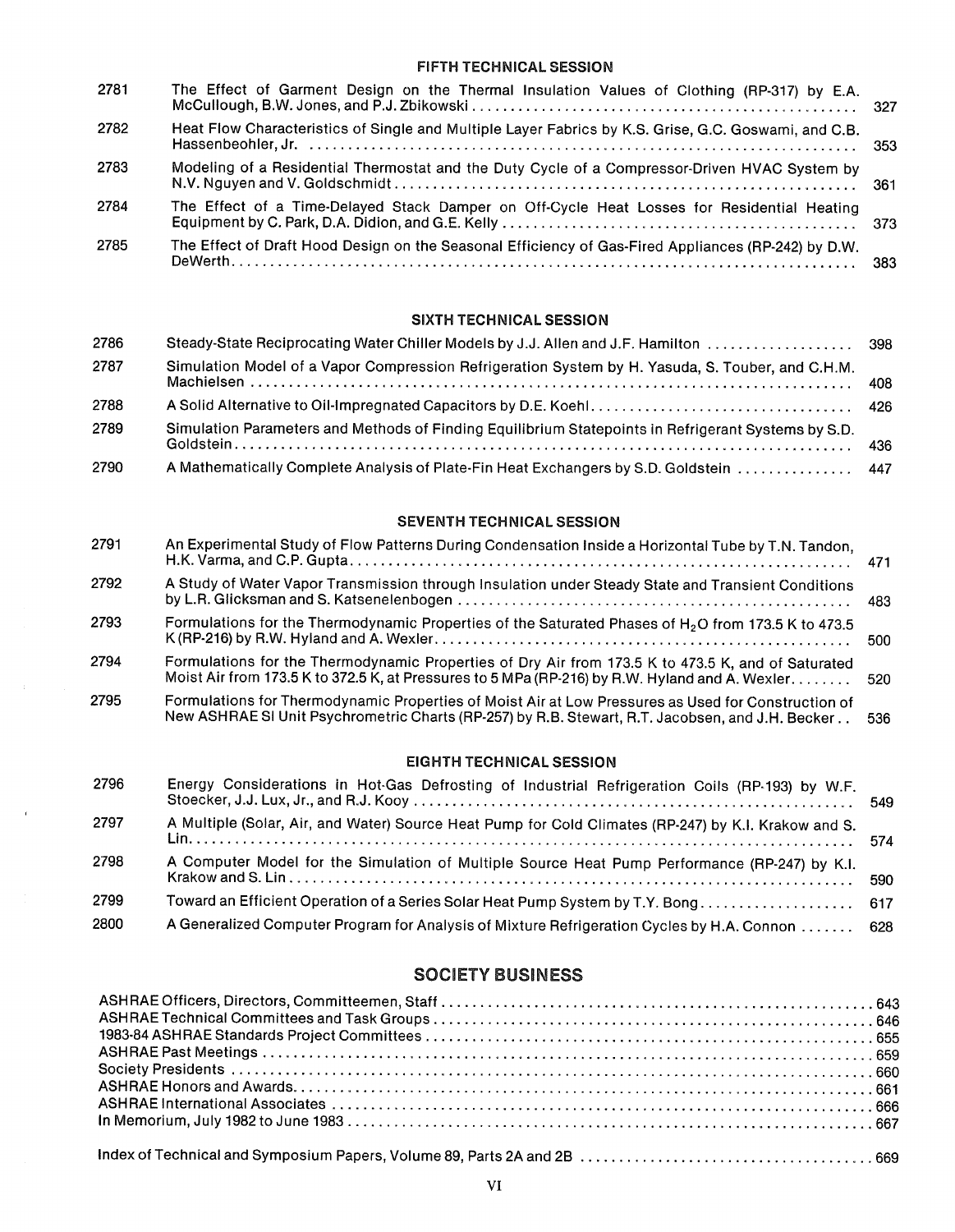## FIFTH TECHNICAL SESSION

| | | |
|---|---|---|
| 2781 | The Effect of Garment Design on the Thermal Insulation Values of Clothing (RP-317) by E.A. McCullough, B.W. Jones, and P.J. Zbikowski | 327 |
| 2782 | Heat Flow Characteristics of Single and Multiple Layer Fabrics by K.S. Grise, G.C. Goswami, and C.B. Hassenbeohler, Jr. | 353 |
| 2783 | Modeling of a Residential Thermostat and the Duty Cycle of a Compressor-Driven HVAC System by N.V. Nguyen and V. Goldschmidt | 361 |
| 2784 | The Effect of a Time-Delayed Stack Damper on Off-Cycle Heat Losses for Residential Heating Equipment by C. Park, D.A. Didion, and G.E. Kelly | 373 |
| 2785 | The Effect of Draft Hood Design on the Seasonal Efficiency of Gas-Fired Appliances (RP-242) by D.W. DeWerth | 383 |

## SIXTH TECHNICAL SESSION

| | | |
|---|---|---|
| 2786 | Steady-State Reciprocating Water Chiller Models by J.J. Allen and J.F. Hamilton | 398 |
| 2787 | Simulation Model of a Vapor Compression Refrigeration System by H. Yasuda, S. Touber, and C.H.M. Machielsen | 408 |
| 2788 | A Solid Alternative to Oil-Impregnated Capacitors by D.E. Koehl | 426 |
| 2789 | Simulation Parameters and Methods of Finding Equilibrium Statepoints in Refrigerant Systems by S.D. Goldstein | 436 |
| 2790 | A Mathematically Complete Analysis of Plate-Fin Heat Exchangers by S.D. Goldstein | 447 |

## SEVENTH TECHNICAL SESSION

| | | |
|---|---|---|
| 2791 | An Experimental Study of Flow Patterns During Condensation Inside a Horizontal Tube by T.N. Tandon, H.K. Varma, and C.P. Gupta | 471 |
| 2792 | A Study of Water Vapor Transmission through Insulation under Steady State and Transient Conditions by L.R. Glicksman and S. Katsenelenbogen | 483 |
| 2793 | Formulations for the Thermodynamic Properties of the Saturated Phases of $H_2O$ from 173.5 K to 473.5 K (RP-216) by R.W. Hyland and A. Wexler | 500 |
| 2794 | Formulations for the Thermodynamic Properties of Dry Air from 173.5 K to 473.5 K, and of Saturated Moist Air from 173.5 K to 372.5 K, at Pressures to 5 MPa (RP-216) by R.W. Hyland and A. Wexler | 520 |
| 2795 | Formulations for Thermodynamic Properties of Moist Air at Low Pressures as Used for Construction of New ASHRAE SI Unit Psychrometric Charts (RP-257) by R.B. Stewart, R.T. Jacobsen, and J.H. Becker | 536 |

## EIGHTH TECHNICAL SESSION

| | | |
|---|---|---|
| 2796 | Energy Considerations in Hot-Gas Defrosting of Industrial Refrigeration Coils (RP-193) by W.F. Stoecker, J.J. Lux, Jr., and R.J. Kooy | 549 |
| 2797 | A Multiple (Solar, Air, and Water) Source Heat Pump for Cold Climates (RP-247) by K.I. Krakow and S. Lin | 574 |
| 2798 | A Computer Model for the Simulation of Multiple Source Heat Pump Performance (RP-247) by K.I. Krakow and S. Lin | 590 |
| 2799 | Toward an Efficient Operation of a Series Solar Heat Pump System by T.Y. Bong | 617 |
| 2800 | A Generalized Computer Program for Analysis of Mixture Refrigeration Cycles by H.A. Connon | 628 |

# SOCIETY BUSINESS

| | |
|---|---|
| ASHRAE Officers, Directors, Committeemen, Staff | 643 |
| ASHRAE Technical Committees and Task Groups | 646 |
| 1983-84 ASHRAE Standards Project Committees | 655 |
| ASHRAE Past Meetings | 659 |
| Society Presidents | 660 |
| ASHRAE Honors and Awards | 661 |
| ASHRAE International Associates | 666 |
| In Memorium, July 1982 to June 1983 | 667 |

Index of Technical and Symposium Papers, Volume 89, Parts 2A and 2B ..... 669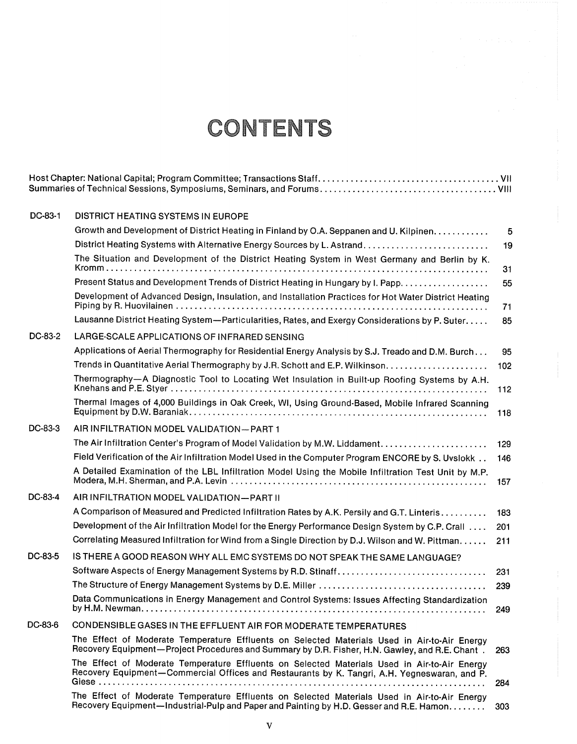# CONTENTS

Host Chapter: National Capital; Program Committee; Transactions Staff....................................... VII
Summaries of Technical Sessions, Symposiums, Seminars, and Forums...................................... VIII

| | | |
|---|---|---|
| DC-83-1 | DISTRICT HEATING SYSTEMS IN EUROPE | |
| | Growth and Development of District Heating in Finland by O.A. Seppanen and U. Kilpinen............ | 5 |
| | District Heating Systems with Alternative Energy Sources by L. Astrand........................... | 19 |
| | The Situation and Development of the District Heating System in West Germany and Berlin by K. Kromm.......... | 31 |
| | Present Status and Development Trends of District Heating in Hungary by I. Papp.................. | 55 |
| | Development of Advanced Design, Insulation, and Installation Practices for Hot Water District Heating Piping by R. Huovilainen.......... | 71 |
| | Lausanne District Heating System—Particularities, Rates, and Exergy Considerations by P. Suter..... | 85 |
| DC-83-2 | LARGE-SCALE APPLICATIONS OF INFRARED SENSING | |
| | Applications of Aerial Thermography for Residential Energy Analysis by S.J. Treado and D.M. Burch... | 95 |
| | Trends in Quantitative Aerial Thermography by J.R. Schott and E.P. Wilkinson...................... | 102 |
| | Thermography—A Diagnostic Tool to Locating Wet Insulation in Built-up Roofing Systems by A.H. Knehans and P.E. Styer.......... | 112 |
| | Thermal Images of 4,000 Buildings in Oak Creek, WI, Using Ground-Based, Mobile Infrared Scanning Equipment by D.W. Baraniak.......... | 118 |
| DC-83-3 | AIR INFILTRATION MODEL VALIDATION—PART 1 | |
| | The Air Infiltration Center's Program of Model Validation by M.W. Liddament....................... | 129 |
| | Field Verification of the Air Infiltration Model Used in the Computer Program ENCORE by S. Uvslokk .. | 146 |
| | A Detailed Examination of the LBL Infiltration Model Using the Mobile Infiltration Test Unit by M.P. Modera, M.H. Sherman, and P.A. Levin.......... | 157 |
| DC-83-4 | AIR INFILTRATION MODEL VALIDATION—PART II | |
| | A Comparison of Measured and Predicted Infiltration Rates by A.K. Persily and G.T. Linteris.......... | 183 |
| | Development of the Air Infiltration Model for the Energy Performance Design System by C.P. Crall .... | 201 |
| | Correlating Measured Infiltration for Wind from a Single Direction by D.J. Wilson and W. Pittman...... | 211 |
| DC-83-5 | IS THERE A GOOD REASON WHY ALL EMC SYSTEMS DO NOT SPEAK THE SAME LANGUAGE? | |
| | Software Aspects of Energy Management Systems by R.D. Stinaff................................ | 231 |
| | The Structure of Energy Management Systems by D.E. Miller .................................... | 239 |
| | Data Communications in Energy Management and Control Systems: Issues Affecting Standardization by H.M. Newman.......... | 249 |
| DC-83-6 | CONDENSIBLE GASES IN THE EFFLUENT AIR FOR MODERATE TEMPERATURES | |
| | The Effect of Moderate Temperature Effluents on Selected Materials Used in Air-to-Air Energy Recovery Equipment—Project Procedures and Summary by D.R. Fisher, H.N. Gawley, and R.E. Chant . | 263 |
| | The Effect of Moderate Temperature Effluents on Selected Materials Used in Air-to-Air Energy Recovery Equipment—Commercial Offices and Restaurants by K. Tangri, A.H. Yegneswaran, and P. Giese.......... | 284 |
| | The Effect of Moderate Temperature Effluents on Selected Materials Used in Air-to-Air Energy Recovery Equipment—Industrial-Pulp and Paper and Painting by H.D. Gesser and R.E. Hamon........ | 303 |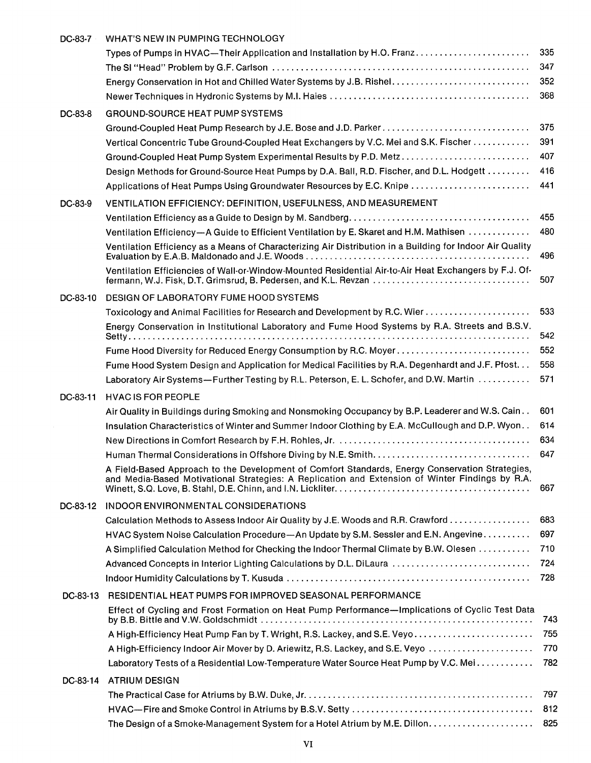**DC-83-7 WHAT'S NEW IN PUMPING TECHNOLOGY**

Types of Pumps in HVAC—Their Application and Installation by H.O. Franz ........ 335

The SI "Head" Problem by G.F. Carlson ........ 347

Energy Conservation in Hot and Chilled Water Systems by J.B. Rishel ........ 352

Newer Techniques in Hydronic Systems by M.I. Haies ........ 368

**DC-83-8 GROUND-SOURCE HEAT PUMP SYSTEMS**

Ground-Coupled Heat Pump Research by J.E. Bose and J.D. Parker ........ 375

Vertical Concentric Tube Ground-Coupled Heat Exchangers by V.C. Mei and S.K. Fischer ........ 391

Ground-Coupled Heat Pump System Experimental Results by P.D. Metz ........ 407

Design Methods for Ground-Source Heat Pumps by D.A. Ball, R.D. Fischer, and D.L. Hodgett ........ 416

Applications of Heat Pumps Using Groundwater Resources by E.C. Knipe ........ 441

**DC-83-9 VENTILATION EFFICIENCY: DEFINITION, USEFULNESS, AND MEASUREMENT**

Ventilation Efficiency as a Guide to Design by M. Sandberg ........ 455

Ventilation Efficiency—A Guide to Efficient Ventilation by E. Skaret and H.M. Mathisen ........ 480

Ventilation Efficiency as a Means of Characterizing Air Distribution in a Building for Indoor Air Quality Evaluation by E.A.B. Maldonado and J.E. Woods ........ 496

Ventilation Efficiencies of Wall-or-Window-Mounted Residential Air-to-Air Heat Exchangers by F.J. Offermann, W.J. Fisk, D.T. Grimsrud, B. Pedersen, and K.L. Revzan ........ 507

**DC-83-10 DESIGN OF LABORATORY FUME HOOD SYSTEMS**

Toxicology and Animal Facilities for Research and Development by R.C. Wier ........ 533

Energy Conservation in Institutional Laboratory and Fume Hood Systems by R.A. Streets and B.S.V. Setty ........ 542

Fume Hood Diversity for Reduced Energy Consumption by R.C. Moyer ........ 552

Fume Hood System Design and Application for Medical Facilities by R.A. Degenhardt and J.F. Pfost ........ 558

Laboratory Air Systems—Further Testing by R.L. Peterson, E. L. Schofer, and D.W. Martin ........ 571

**DC-83-11 HVAC IS FOR PEOPLE**

Air Quality in Buildings during Smoking and Nonsmoking Occupancy by B.P. Leaderer and W.S. Cain ........ 601

Insulation Characteristics of Winter and Summer Indoor Clothing by E.A. McCullough and D.P. Wyon ........ 614

New Directions in Comfort Research by F.H. Rohles, Jr. ........ 634

Human Thermal Considerations in Offshore Diving by N.E. Smith ........ 647

A Field-Based Approach to the Development of Comfort Standards, Energy Conservation Strategies, and Media-Based Motivational Strategies: A Replication and Extension of Winter Findings by R.A. Winett, S.Q. Love, B. Stahl, D.E. Chinn, and I.N. Lickliter ........ 667

**DC-83-12 INDOOR ENVIRONMENTAL CONSIDERATIONS**

Calculation Methods to Assess Indoor Air Quality by J.E. Woods and R.R. Crawford ........ 683

HVAC System Noise Calculation Procedure—An Update by S.M. Sessler and E.N. Angevine ........ 697

A Simplified Calculation Method for Checking the Indoor Thermal Climate by B.W. Olesen ........ 710

Advanced Concepts in Interior Lighting Calculations by D.L. DiLaura ........ 724

Indoor Humidity Calculations by T. Kusuda ........ 728

**DC-83-13 RESIDENTIAL HEAT PUMPS FOR IMPROVED SEASONAL PERFORMANCE**

Effect of Cycling and Frost Formation on Heat Pump Performance—Implications of Cyclic Test Data by B.B. Bittle and V.W. Goldschmidt ........ 743

A High-Efficiency Heat Pump Fan by T. Wright, R.S. Lackey, and S.E. Veyo ........ 755

A High-Efficiency Indoor Air Mover by D. Ariewitz, R.S. Lackey, and S.E. Veyo ........ 770

Laboratory Tests of a Residential Low-Temperature Water Source Heat Pump by V.C. Mei ........ 782

**DC-83-14 ATRIUM DESIGN**

The Practical Case for Atriums by B.W. Duke, Jr. ........ 797

HVAC—Fire and Smoke Control in Atriums by B.S.V. Setty ........ 812

The Design of a Smoke-Management System for a Hotel Atrium by M.E. Dillon ........ 825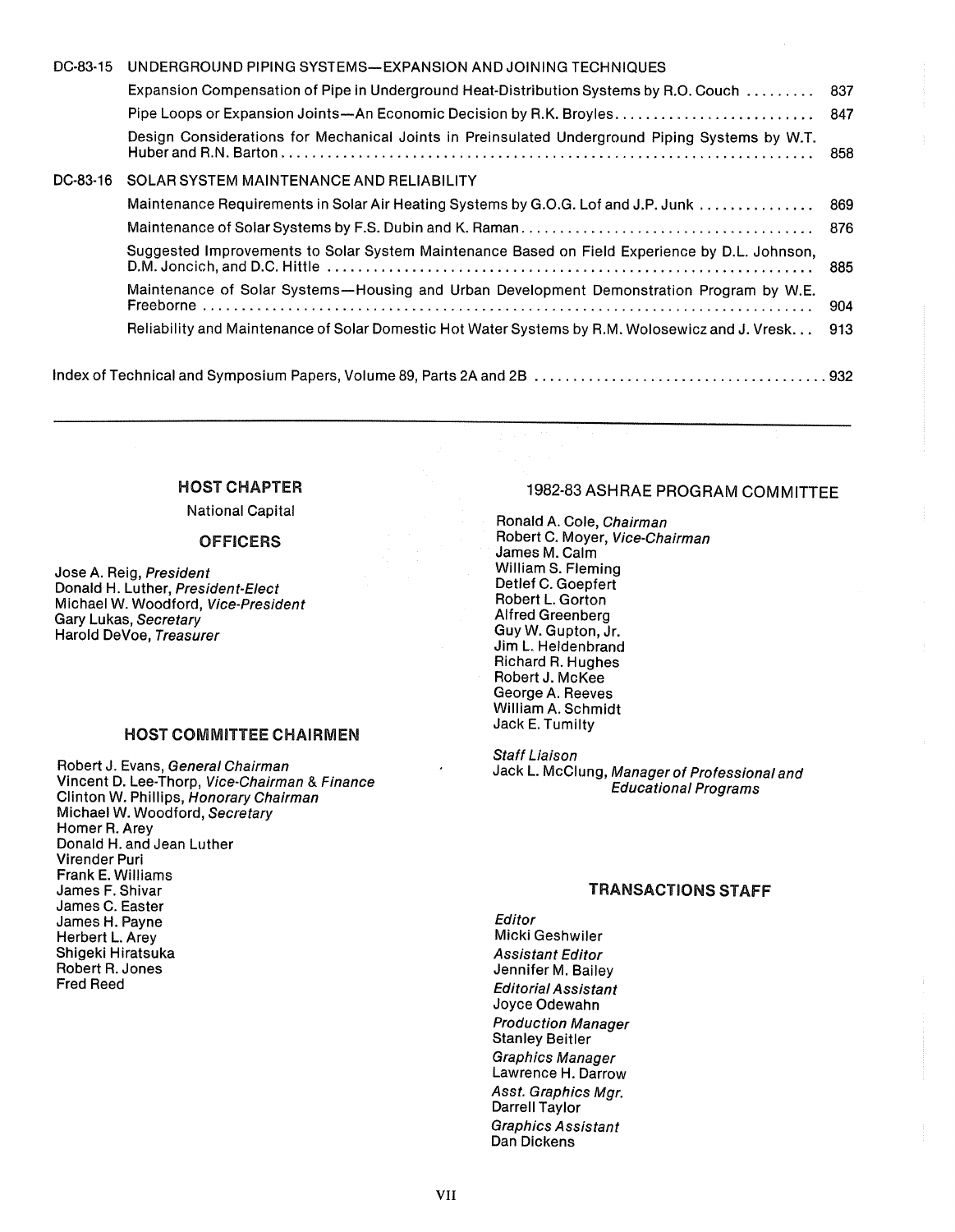DC-83-15 UNDERGROUND PIPING SYSTEMS—EXPANSION AND JOINING TECHNIQUES

- Expansion Compensation of Pipe in Underground Heat-Distribution Systems by R.O. Couch ......... 837
- Pipe Loops or Expansion Joints—An Economic Decision by R.K. Broyles.......................... 847
- Design Considerations for Mechanical Joints in Preinsulated Underground Piping Systems by W.T. Huber and R.N. Barton.......................................................................... 858

DC-83-16 SOLAR SYSTEM MAINTENANCE AND RELIABILITY

- Maintenance Requirements in Solar Air Heating Systems by G.O.G. Lof and J.P. Junk ............... 869
- Maintenance of Solar Systems by F.S. Dubin and K. Raman..................................... 876
- Suggested Improvements to Solar System Maintenance Based on Field Experience by D.L. Johnson, D.M. Joncich, and D.C. Hittle ................................................................. 885
- Maintenance of Solar Systems—Housing and Urban Development Demonstration Program by W.E. Freeborne ........................................................................................ 904
- Reliability and Maintenance of Solar Domestic Hot Water Systems by R.M. Wolosewicz and J. Vresk... 913

Index of Technical and Symposium Papers, Volume 89, Parts 2A and 2B ...................................... 932

---

## HOST CHAPTER

National Capital

### OFFICERS

Jose A. Reig, *President*
Donald H. Luther, *President-Elect*
Michael W. Woodford, *Vice-President*
Gary Lukas, *Secretary*
Harold DeVoe, *Treasurer*

### HOST COMMITTEE CHAIRMEN

Robert J. Evans, *General Chairman*
Vincent D. Lee-Thorp, *Vice-Chairman & Finance*
Clinton W. Phillips, *Honorary Chairman*
Michael W. Woodford, *Secretary*
Homer R. Arey
Donald H. and Jean Luther
Virender Puri
Frank E. Williams
James F. Shivar
James C. Easter
James H. Payne
Herbert L. Arey
Shigeki Hiratsuka
Robert R. Jones
Fred Reed

## 1982-83 ASHRAE PROGRAM COMMITTEE

Ronald A. Cole, *Chairman*
Robert C. Moyer, *Vice-Chairman*
James M. Calm
William S. Fleming
Detlef C. Goepfert
Robert L. Gorton
Alfred Greenberg
Guy W. Gupton, Jr.
Jim L. Heldenbrand
Richard R. Hughes
Robert J. McKee
George A. Reeves
William A. Schmidt
Jack E. Tumilty

*Staff Liaison*
Jack L. McClung, *Manager of Professional and Educational Programs*

## TRANSACTIONS STAFF

*Editor*
Micki Geshwiler
*Assistant Editor*
Jennifer M. Bailey
*Editorial Assistant*
Joyce Odewahn
*Production Manager*
Stanley Beitler
*Graphics Manager*
Lawrence H. Darrow
*Asst. Graphics Mgr.*
Darrell Taylor
*Graphics Assistant*
Dan Dickens